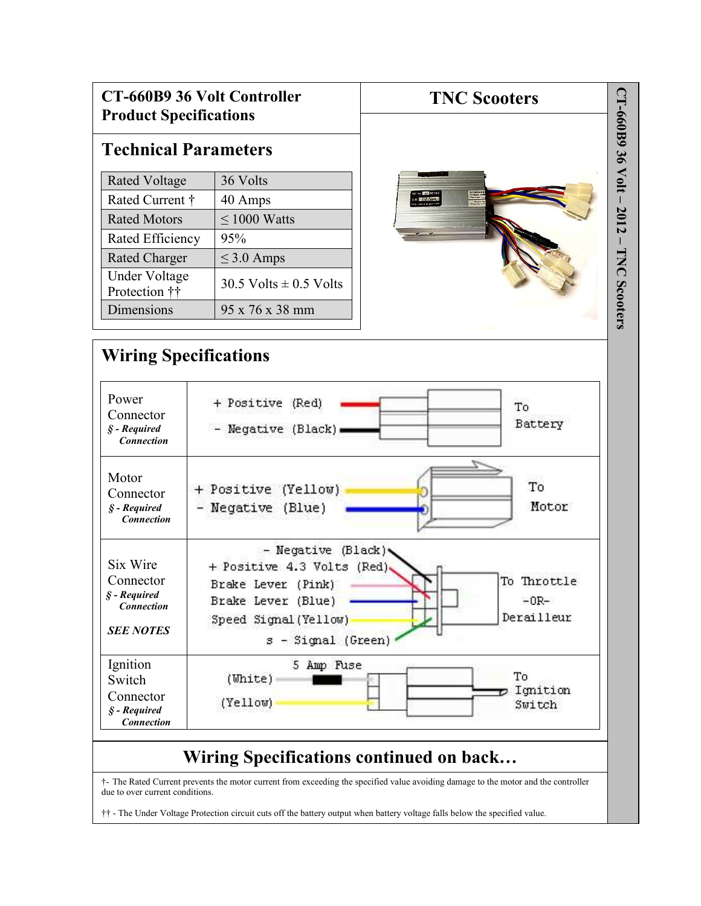# CT-660B9 36 Volt Controller Product Specifications

# TNC Scooters

## Technical Parameters

| Parameter | Value |
|---|---|
| Rated Voltage | 36 Volts |
| Rated Current † | 40 Amps |
| Rated Motors | ≤ 1000 Watts |
| Rated Efficiency | 95% |
| Rated Charger | ≤ 3.0 Amps |
| Under Voltage Protection †† | 30.5 Volts ± 0.5 Volts |
| Dimensions | 95 x 76 x 38 mm |

## Wiring Specifications

| Connector | Wiring |
|---|---|
| Power Connector *§ - Required Connection* | + Positive (Red)<br>- Negative (Black)<br>To Battery |
| Motor Connector *§ - Required Connection* | + Positive (Yellow)<br>- Negative (Blue)<br>To Motor |
| Six Wire Connector *§ - Required Connection* ***SEE NOTES*** | - Negative (Black)<br>+ Positive 4.3 Volts (Red)<br>Brake Lever (Pink)<br>Brake Lever (Blue)<br>Speed Signal (Yellow)<br>s - Signal (Green)<br>To Throttle -OR- Derailleur |
| Ignition Switch Connector *§ - Required Connection* | 5 Amp Fuse<br>(White)<br>(Yellow)<br>To Ignition Switch |

## Wiring Specifications continued on back…

†- The Rated Current prevents the motor current from exceeding the specified value avoiding damage to the motor and the controller due to over current conditions.

†† - The Under Voltage Protection circuit cuts off the battery output when battery voltage falls below the specified value.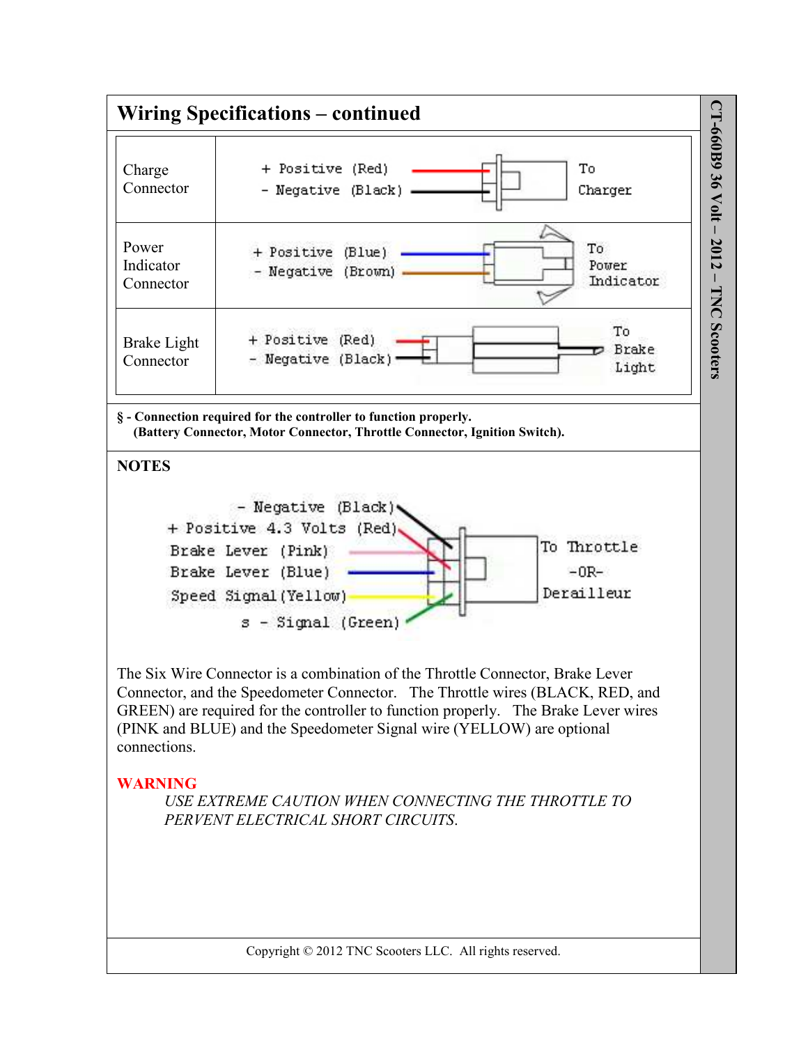## Wiring Specifications – continued

| | |
|---|---|
| Charge Connector | + Positive (Red)<br>- Negative (Black)<br>To Charger |
| Power Indicator Connector | + Positive (Blue)<br>- Negative (Brown)<br>To Power Indicator |
| Brake Light Connector | + Positive (Red)<br>- Negative (Black)<br>To Brake Light |

**§ - Connection required for the controller to function properly.**
**(Battery Connector, Motor Connector, Throttle Connector, Ignition Switch).**

### NOTES

- Negative (Black)
+ Positive 4.3 Volts (Red)
Brake Lever (Pink)
Brake Lever (Blue)
Speed Signal (Yellow)
s - Signal (Green)
To Throttle
-OR-
Derailleur

The Six Wire Connector is a combination of the Throttle Connector, Brake Lever Connector, and the Speedometer Connector. The Throttle wires (BLACK, RED, and GREEN) are required for the controller to function properly. The Brake Lever wires (PINK and BLUE) and the Speedometer Signal wire (YELLOW) are optional connections.

**WARNING**

*USE EXTREME CAUTION WHEN CONNECTING THE THROTTLE TO PERVENT ELECTRICAL SHORT CIRCUITS.*

Copyright © 2012 TNC Scooters LLC. All rights reserved.